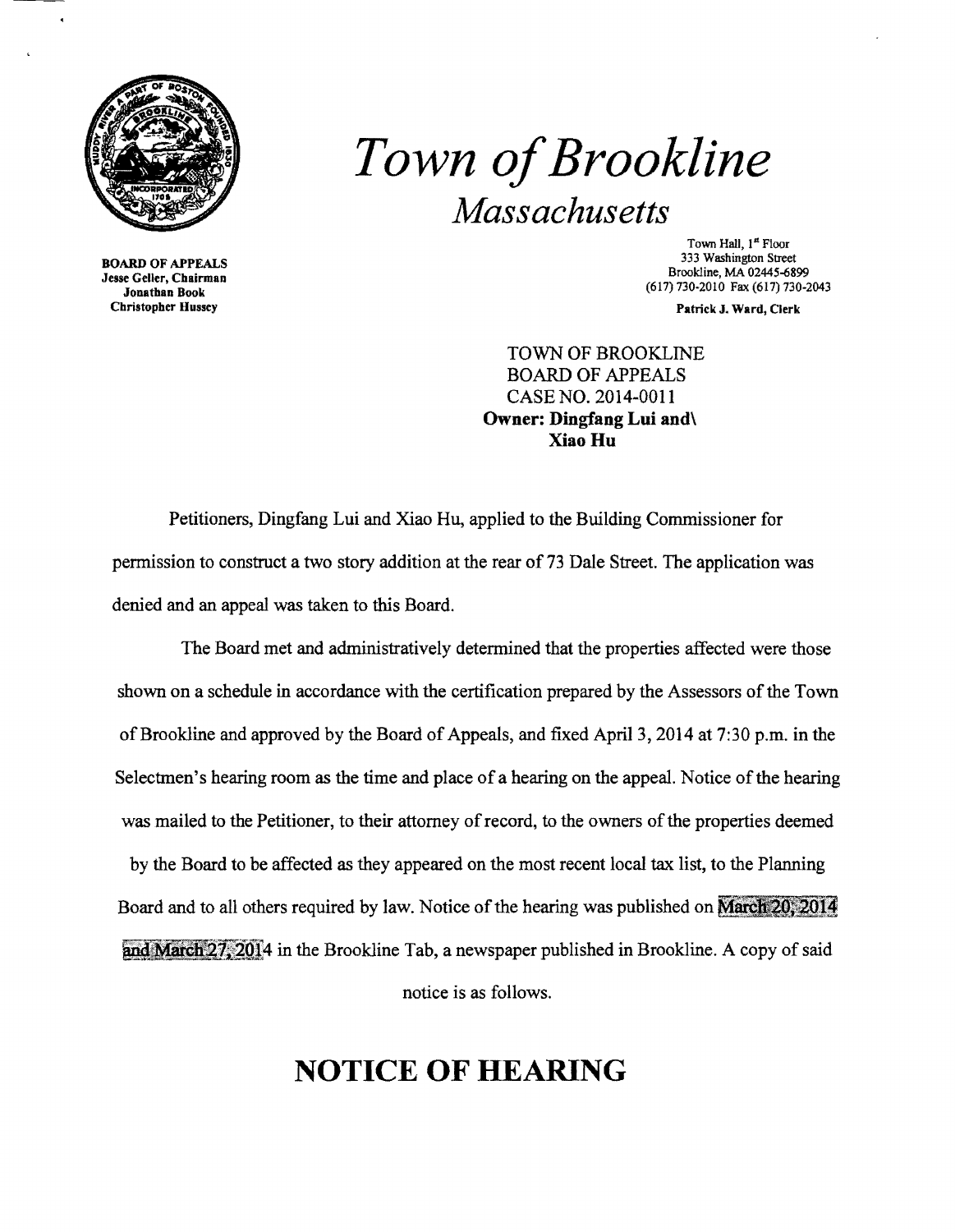# *Town of Brookline*

## *Massachusetts*

**BOARD OF APPEALS**
**Jesse Geller, Chairman**
**Jonathan Book**
**Christopher Hussey**

Town Hall, 1st Floor
333 Washington Street
Brookline, MA 02445-6899
(617) 730-2010 Fax (617) 730-2043

**Patrick J. Ward, Clerk**

TOWN OF BROOKLINE
BOARD OF APPEALS
CASE NO. 2014-0011
**Owner: Dingfang Lui and\
Xiao Hu**

Petitioners, Dingfang Lui and Xiao Hu, applied to the Building Commissioner for permission to construct a two story addition at the rear of 73 Dale Street. The application was denied and an appeal was taken to this Board.

The Board met and administratively determined that the properties affected were those shown on a schedule in accordance with the certification prepared by the Assessors of the Town of Brookline and approved by the Board of Appeals, and fixed April 3, 2014 at 7:30 p.m. in the Selectmen's hearing room as the time and place of a hearing on the appeal. Notice of the hearing was mailed to the Petitioner, to their attorney of record, to the owners of the properties deemed by the Board to be affected as they appeared on the most recent local tax list, to the Planning Board and to all others required by law. Notice of the hearing was published on March 20, 2014 and March 27, 2014 in the Brookline Tab, a newspaper published in Brookline. A copy of said notice is as follows.

# NOTICE OF HEARING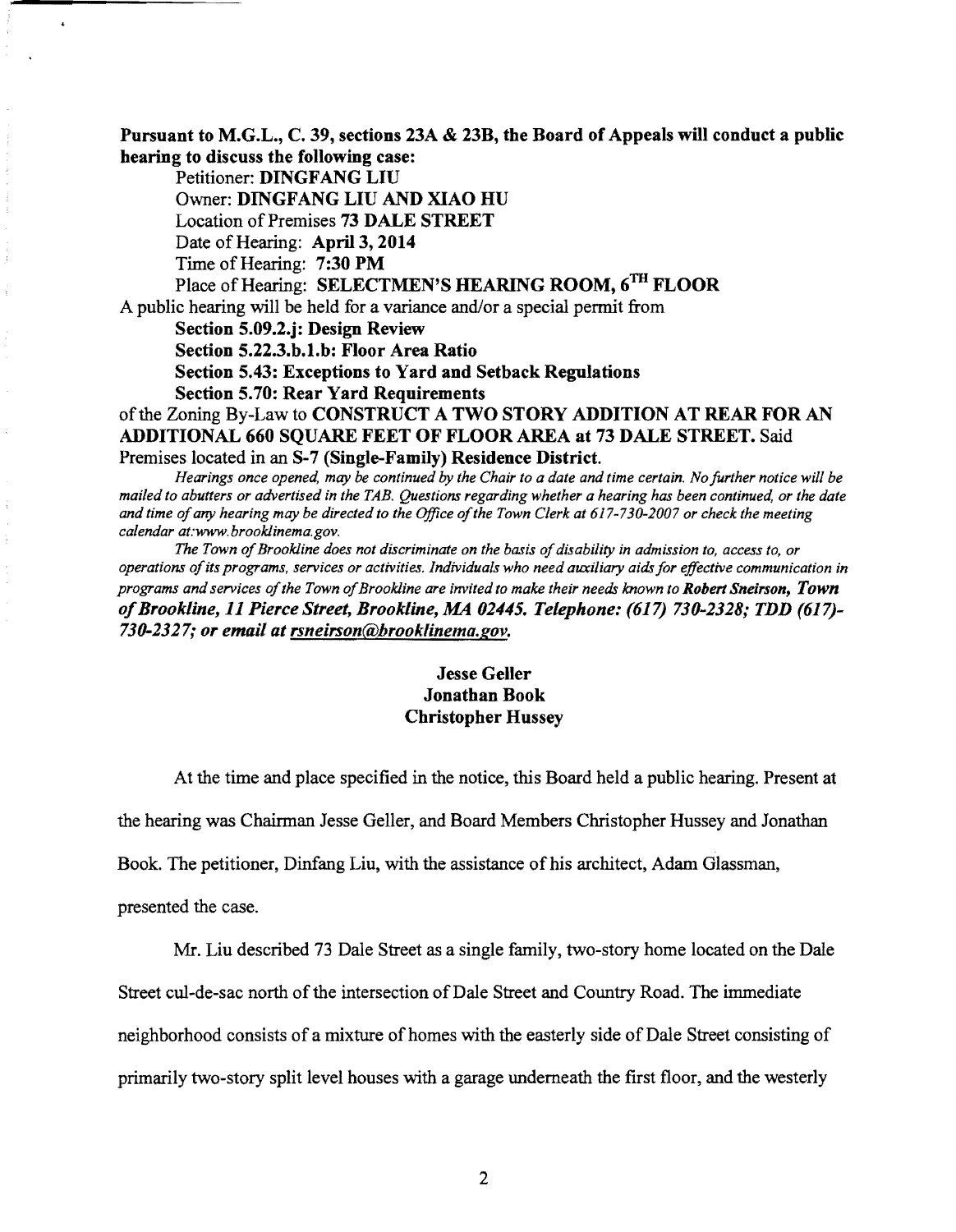**Pursuant to M.G.L., C. 39, sections 23A & 23B, the Board of Appeals will conduct a public hearing to discuss the following case:**

Petitioner: **DINGFANG LIU**

Owner: **DINGFANG LIU AND XIAO HU**

Location of Premises **73 DALE STREET**

Date of Hearing: **April 3, 2014**

Time of Hearing: **7:30 PM**

Place of Hearing: **SELECTMEN'S HEARING ROOM, 6TH FLOOR**

A public hearing will be held for a variance and/or a special permit from

**Section 5.09.2.j: Design Review**

**Section 5.22.3.b.1.b: Floor Area Ratio**

**Section 5.43: Exceptions to Yard and Setback Regulations**

**Section 5.70: Rear Yard Requirements**

of the Zoning By-Law to **CONSTRUCT A TWO STORY ADDITION AT REAR FOR AN ADDITIONAL 660 SQUARE FEET OF FLOOR AREA at 73 DALE STREET.** Said Premises located in an **S-7 (Single-Family) Residence District.**

*Hearings once opened, may be continued by the Chair to a date and time certain. No further notice will be mailed to abutters or advertised in the TAB. Questions regarding whether a hearing has been continued, or the date and time of any hearing may be directed to the Office of the Town Clerk at 617-730-2007 or check the meeting calendar at:www.brooklinema.gov.*

*The Town of Brookline does not discriminate on the basis of disability in admission to, access to, or operations of its programs, services or activities. Individuals who need auxiliary aids for effective communication in programs and services of the Town of Brookline are invited to make their needs known to* ***Robert Sneirson, Town of Brookline, 11 Pierce Street, Brookline, MA 02445. Telephone: (617) 730-2328; TDD (617)-730-2327; or email at rsneirson@brooklinema.gov.***

**Jesse Geller**
**Jonathan Book**
**Christopher Hussey**

At the time and place specified in the notice, this Board held a public hearing. Present at the hearing was Chairman Jesse Geller, and Board Members Christopher Hussey and Jonathan Book. The petitioner, Dinfang Liu, with the assistance of his architect, Adam Glassman, presented the case.

Mr. Liu described 73 Dale Street as a single family, two-story home located on the Dale Street cul-de-sac north of the intersection of Dale Street and Country Road. The immediate neighborhood consists of a mixture of homes with the easterly side of Dale Street consisting of primarily two-story split level houses with a garage underneath the first floor, and the westerly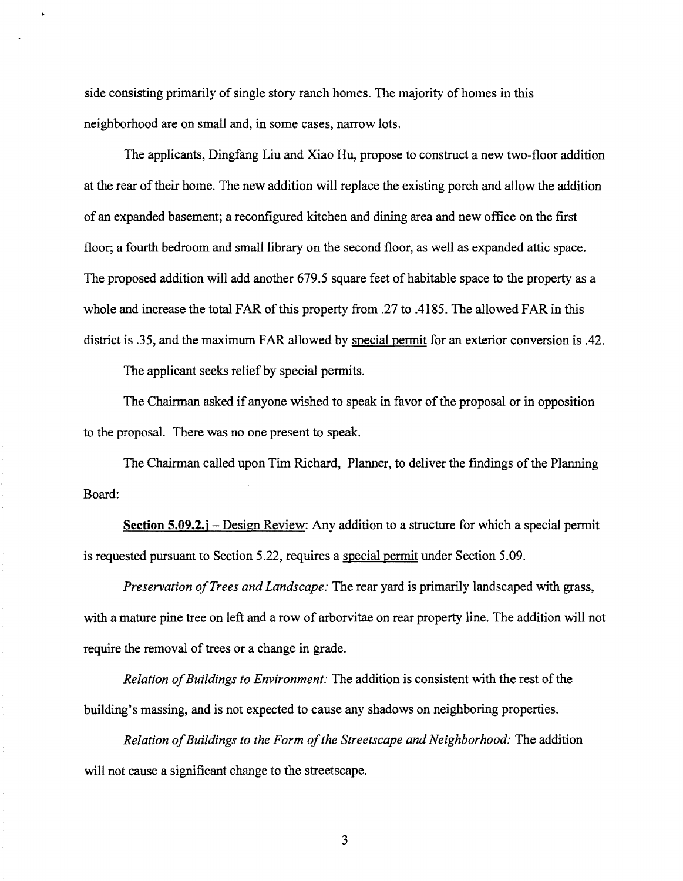side consisting primarily of single story ranch homes. The majority of homes in this neighborhood are on small and, in some cases, narrow lots.

The applicants, Dingfang Liu and Xiao Hu, propose to construct a new two-floor addition at the rear of their home. The new addition will replace the existing porch and allow the addition of an expanded basement; a reconfigured kitchen and dining area and new office on the first floor; a fourth bedroom and small library on the second floor, as well as expanded attic space. The proposed addition will add another 679.5 square feet of habitable space to the property as a whole and increase the total FAR of this property from .27 to .4185. The allowed FAR in this district is .35, and the maximum FAR allowed by special permit for an exterior conversion is .42.

The applicant seeks relief by special permits.

The Chairman asked if anyone wished to speak in favor of the proposal or in opposition to the proposal. There was no one present to speak.

The Chairman called upon Tim Richard, Planner, to deliver the findings of the Planning Board:

**Section 5.09.2.j** – Design Review: Any addition to a structure for which a special permit is requested pursuant to Section 5.22, requires a special permit under Section 5.09.

*Preservation of Trees and Landscape:* The rear yard is primarily landscaped with grass, with a mature pine tree on left and a row of arborvitae on rear property line. The addition will not require the removal of trees or a change in grade.

*Relation of Buildings to Environment:* The addition is consistent with the rest of the building's massing, and is not expected to cause any shadows on neighboring properties.

*Relation of Buildings to the Form of the Streetscape and Neighborhood:* The addition will not cause a significant change to the streetscape.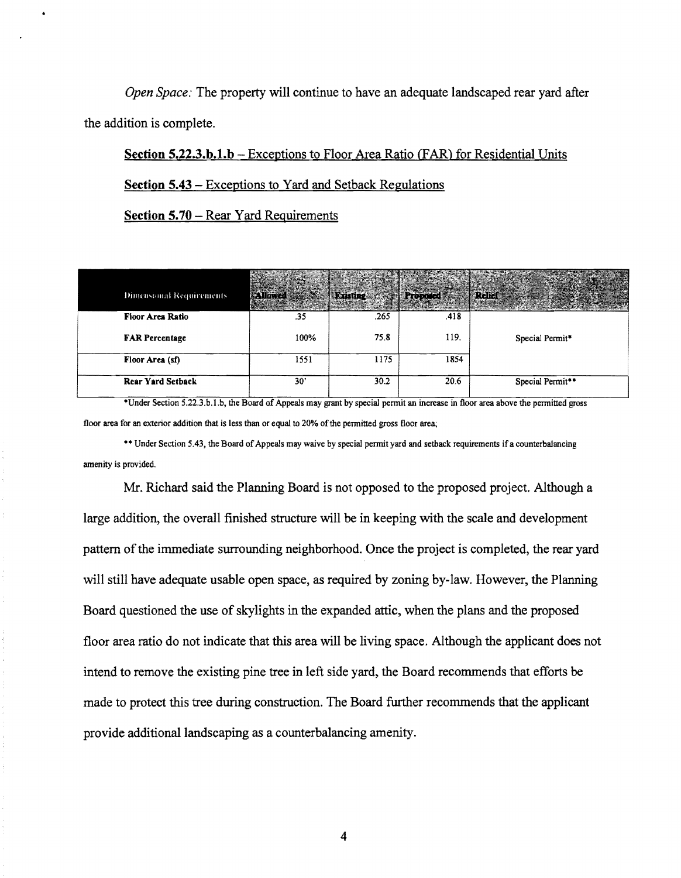*Open Space:* The property will continue to have an adequate landscaped rear yard after the addition is complete.

<u>**Section 5.22.3.b.1.b**</u> <u>– Exceptions to Floor Area Ratio (FAR) for Residential Units</u>

<u>**Section 5.43**</u> <u>– Exceptions to Yard and Setback Regulations</u>

<u>**Section 5.70**</u> <u>– Rear Yard Requirements</u>

| Dimensional Requirements | Allowed | Existing | Proposed | Relief |
|---|---|---|---|---|
| **Floor Area Ratio** | .35 | .265 | .418 | |
| **FAR Percentage** | 100% | 75.8 | 119. | Special Permit* |
| **Floor Area (sf)** | 1551 | 1175 | 1854 | |
| **Rear Yard Setback** | 30' | 30.2 | 20.6 | Special Permit** |

*Under Section 5.22.3.b.1.b, the Board of Appeals may grant by special permit an increase in floor area above the permitted gross floor area for an exterior addition that is less than or equal to 20% of the permitted gross floor area;

** Under Section 5.43, the Board of Appeals may waive by special permit yard and setback requirements if a counterbalancing amenity is provided.

Mr. Richard said the Planning Board is not opposed to the proposed project. Although a large addition, the overall finished structure will be in keeping with the scale and development pattern of the immediate surrounding neighborhood. Once the project is completed, the rear yard will still have adequate usable open space, as required by zoning by-law. However, the Planning Board questioned the use of skylights in the expanded attic, when the plans and the proposed floor area ratio do not indicate that this area will be living space. Although the applicant does not intend to remove the existing pine tree in left side yard, the Board recommends that efforts be made to protect this tree during construction. The Board further recommends that the applicant provide additional landscaping as a counterbalancing amenity.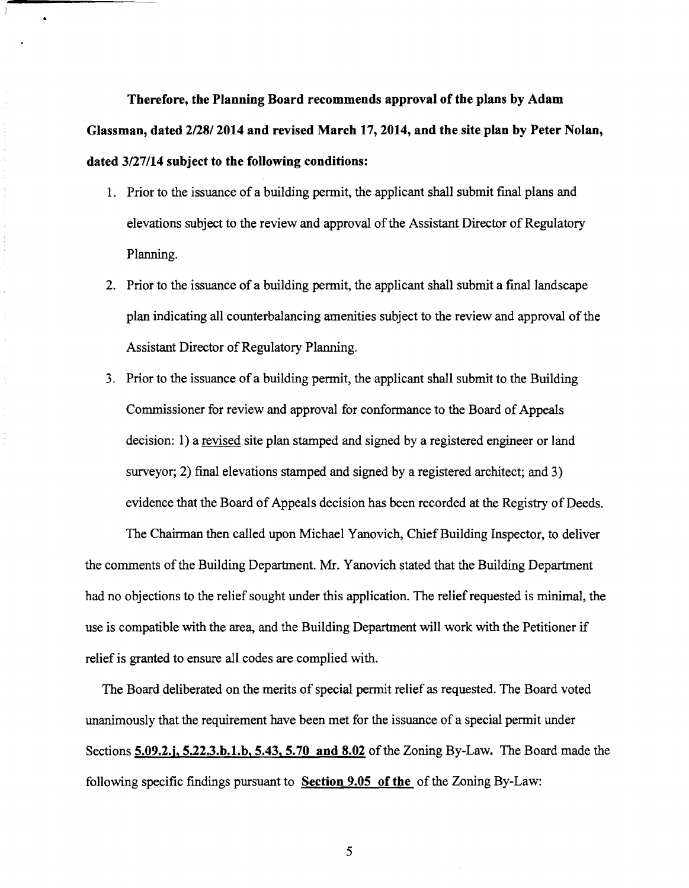**Therefore, the Planning Board recommends approval of the plans by Adam Glassman, dated 2/28/ 2014 and revised March 17, 2014, and the site plan by Peter Nolan, dated 3/27/14 subject to the following conditions:**

1. Prior to the issuance of a building permit, the applicant shall submit final plans and elevations subject to the review and approval of the Assistant Director of Regulatory Planning.
2. Prior to the issuance of a building permit, the applicant shall submit a final landscape plan indicating all counterbalancing amenities subject to the review and approval of the Assistant Director of Regulatory Planning.
3. Prior to the issuance of a building permit, the applicant shall submit to the Building Commissioner for review and approval for conformance to the Board of Appeals decision: 1) a <u>revised</u> site plan stamped and signed by a registered engineer or land surveyor; 2) final elevations stamped and signed by a registered architect; and 3) evidence that the Board of Appeals decision has been recorded at the Registry of Deeds.

The Chairman then called upon Michael Yanovich, Chief Building Inspector, to deliver the comments of the Building Department. Mr. Yanovich stated that the Building Department had no objections to the relief sought under this application. The relief requested is minimal, the use is compatible with the area, and the Building Department will work with the Petitioner if relief is granted to ensure all codes are complied with.

The Board deliberated on the merits of special permit relief as requested. The Board voted unanimously that the requirement have been met for the issuance of a special permit under Sections **<u>5.09.2.j, 5.22.3.b.1.b, 5.43, 5.70 and 8.02</u>** of the Zoning By-Law. The Board made the following specific findings pursuant to **<u>Section 9.05 of the</u>** of the Zoning By-Law: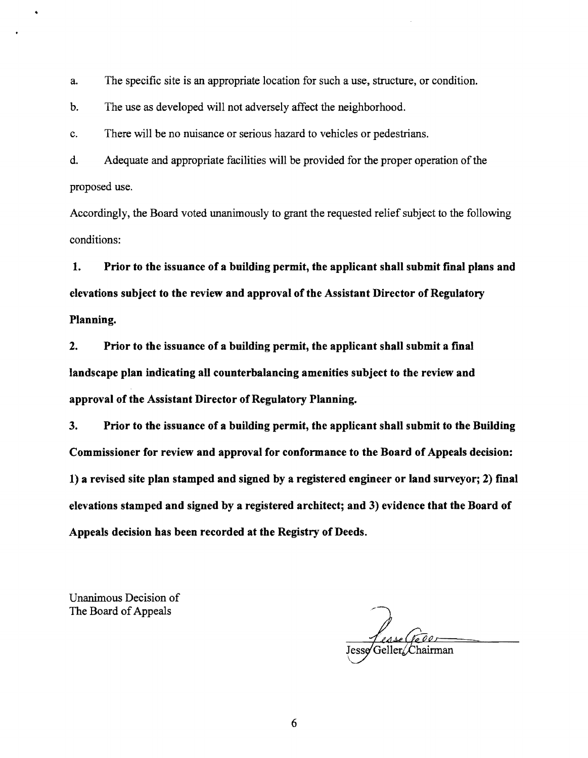a. The specific site is an appropriate location for such a use, structure, or condition.

b. The use as developed will not adversely affect the neighborhood.

c. There will be no nuisance or serious hazard to vehicles or pedestrians.

d. Adequate and appropriate facilities will be provided for the proper operation of the proposed use.

Accordingly, the Board voted unanimously to grant the requested relief subject to the following conditions:

**1. Prior to the issuance of a building permit, the applicant shall submit final plans and elevations subject to the review and approval of the Assistant Director of Regulatory Planning.**

**2. Prior to the issuance of a building permit, the applicant shall submit a final landscape plan indicating all counterbalancing amenities subject to the review and approval of the Assistant Director of Regulatory Planning.**

**3. Prior to the issuance of a building permit, the applicant shall submit to the Building Commissioner for review and approval for conformance to the Board of Appeals decision: 1) a revised site plan stamped and signed by a registered engineer or land surveyor; 2) final elevations stamped and signed by a registered architect; and 3) evidence that the Board of Appeals decision has been recorded at the Registry of Deeds.**

Unanimous Decision of
The Board of Appeals

Jesse Geller, Chairman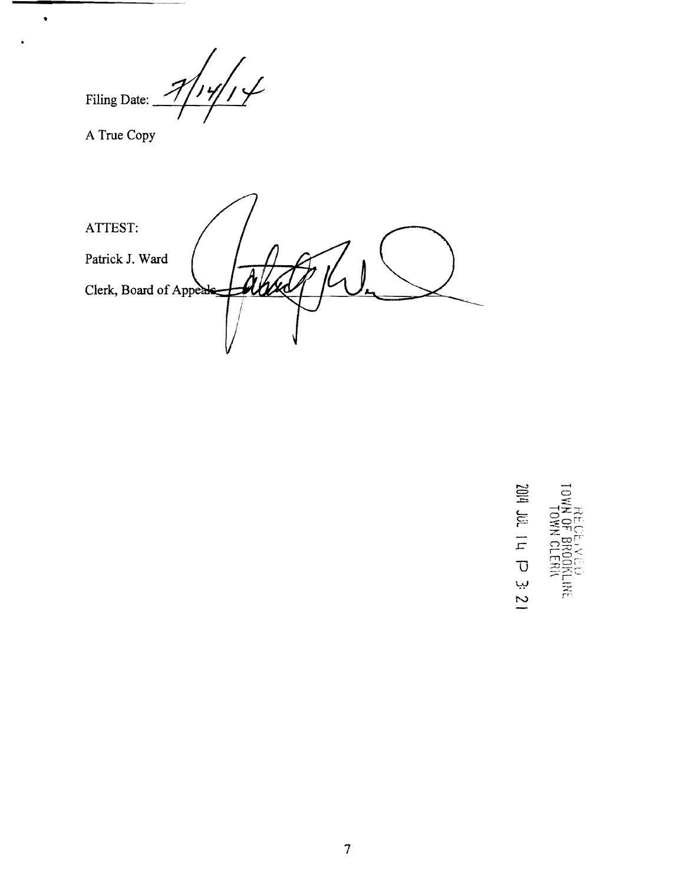Filing Date: 7/14/14

A True Copy

ATTEST:

Patrick J. Ward

Clerk, Board of Appeals

RECEIVED
TOWN OF BROOKLINE
TOWN CLERK

2014 JUL 14 P 3: 21